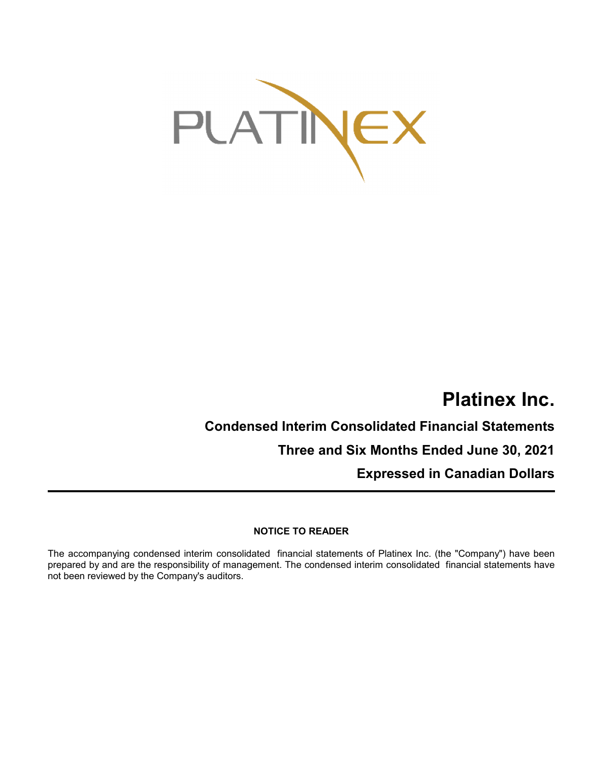PLATINEX

# Platinex Inc.

## Condensed Interim Consolidated Financial Statements

## Three and Six Months Ended June 30, 2021

## Expressed in Canadian Dollars

---

**NOTICE TO READER**

The accompanying condensed interim consolidated financial statements of Platinex Inc. (the "Company") have been prepared by and are the responsibility of management. The condensed interim consolidated financial statements have not been reviewed by the Company's auditors.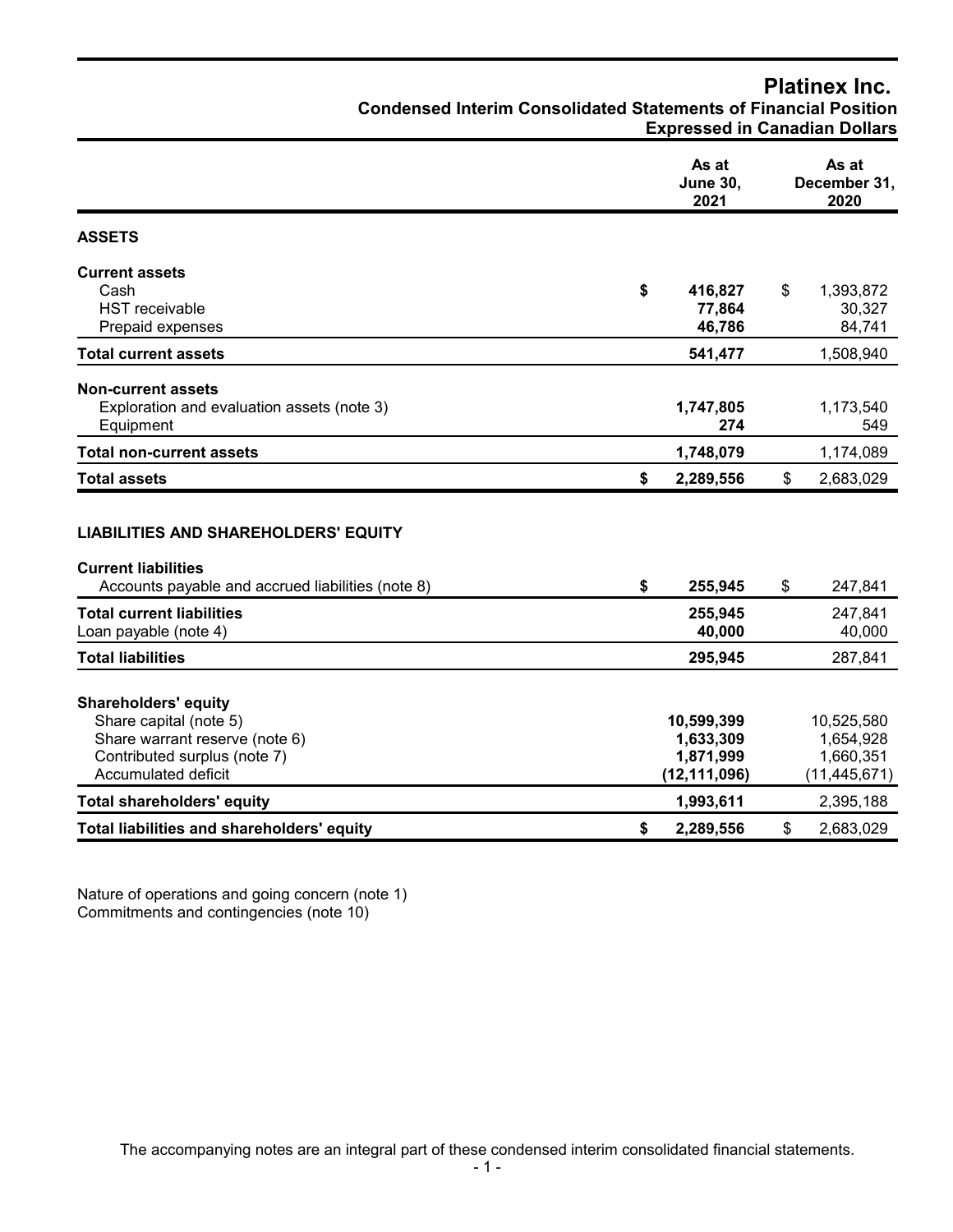# Platinex Inc.

## Condensed Interim Consolidated Statements of Financial Position

### Expressed in Canadian Dollars

| | As at June 30, 2021 | As at December 31, 2020 |
|---|---|---|
| **ASSETS** | | |
| **Current assets** | | |
| Cash | **$ 416,827** | $ 1,393,872 |
| HST receivable | **77,864** | 30,327 |
| Prepaid expenses | **46,786** | 84,741 |
| **Total current assets** | **541,477** | 1,508,940 |
| **Non-current assets** | | |
| Exploration and evaluation assets (note 3) | **1,747,805** | 1,173,540 |
| Equipment | **274** | 549 |
| **Total non-current assets** | **1,748,079** | 1,174,089 |
| **Total assets** | **$ 2,289,556** | $ 2,683,029 |
| **LIABILITIES AND SHAREHOLDERS' EQUITY** | | |
| **Current liabilities** | | |
| Accounts payable and accrued liabilities (note 8) | **$ 255,945** | $ 247,841 |
| **Total current liabilities** | **255,945** | 247,841 |
| Loan payable (note 4) | **40,000** | 40,000 |
| **Total liabilities** | **295,945** | 287,841 |
| **Shareholders' equity** | | |
| Share capital (note 5) | **10,599,399** | 10,525,580 |
| Share warrant reserve (note 6) | **1,633,309** | 1,654,928 |
| Contributed surplus (note 7) | **1,871,999** | 1,660,351 |
| Accumulated deficit | **(12,111,096)** | (11,445,671) |
| **Total shareholders' equity** | **1,993,611** | 2,395,188 |
| **Total liabilities and shareholders' equity** | **$ 2,289,556** | $ 2,683,029 |

Nature of operations and going concern (note 1)
Commitments and contingencies (note 10)

The accompanying notes are an integral part of these condensed interim consolidated financial statements.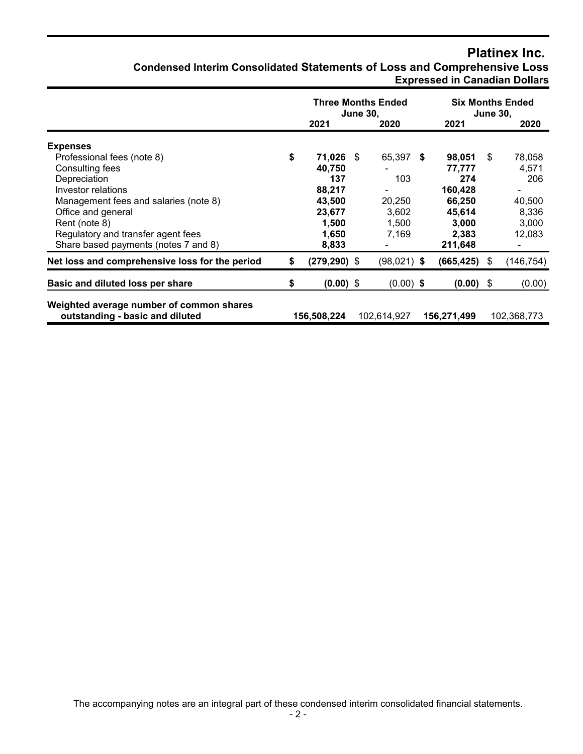# Platinex Inc.

## Condensed Interim Consolidated Statements of Loss and Comprehensive Loss

### Expressed in Canadian Dollars

| | Three Months Ended June 30, | | Six Months Ended June 30, | |
|---|---|---|---|---|
| | 2021 | 2020 | 2021 | 2020 |
| **Expenses** | | | | |
| Professional fees (note 8) | **$ 71,026** | $ 65,397 | **$ 98,051** | $ 78,058 |
| Consulting fees | **40,750** | - | **77,777** | 4,571 |
| Depreciation | **137** | 103 | **274** | 206 |
| Investor relations | **88,217** | - | **160,428** | - |
| Management fees and salaries (note 8) | **43,500** | 20,250 | **66,250** | 40,500 |
| Office and general | **23,677** | 3,602 | **45,614** | 8,336 |
| Rent (note 8) | **1,500** | 1,500 | **3,000** | 3,000 |
| Regulatory and transfer agent fees | **1,650** | 7,169 | **2,383** | 12,083 |
| Share based payments (notes 7 and 8) | **8,833** | - | **211,648** | - |
| **Net loss and comprehensive loss for the period** | **$ (279,290)** | $ (98,021) | **$ (665,425)** | $ (146,754) |
| **Basic and diluted loss per share** | **$ (0.00)** | $ (0.00) | **$ (0.00)** | $ (0.00) |
| **Weighted average number of common shares outstanding - basic and diluted** | **156,508,224** | 102,614,927 | **156,271,499** | 102,368,773 |

The accompanying notes are an integral part of these condensed interim consolidated financial statements.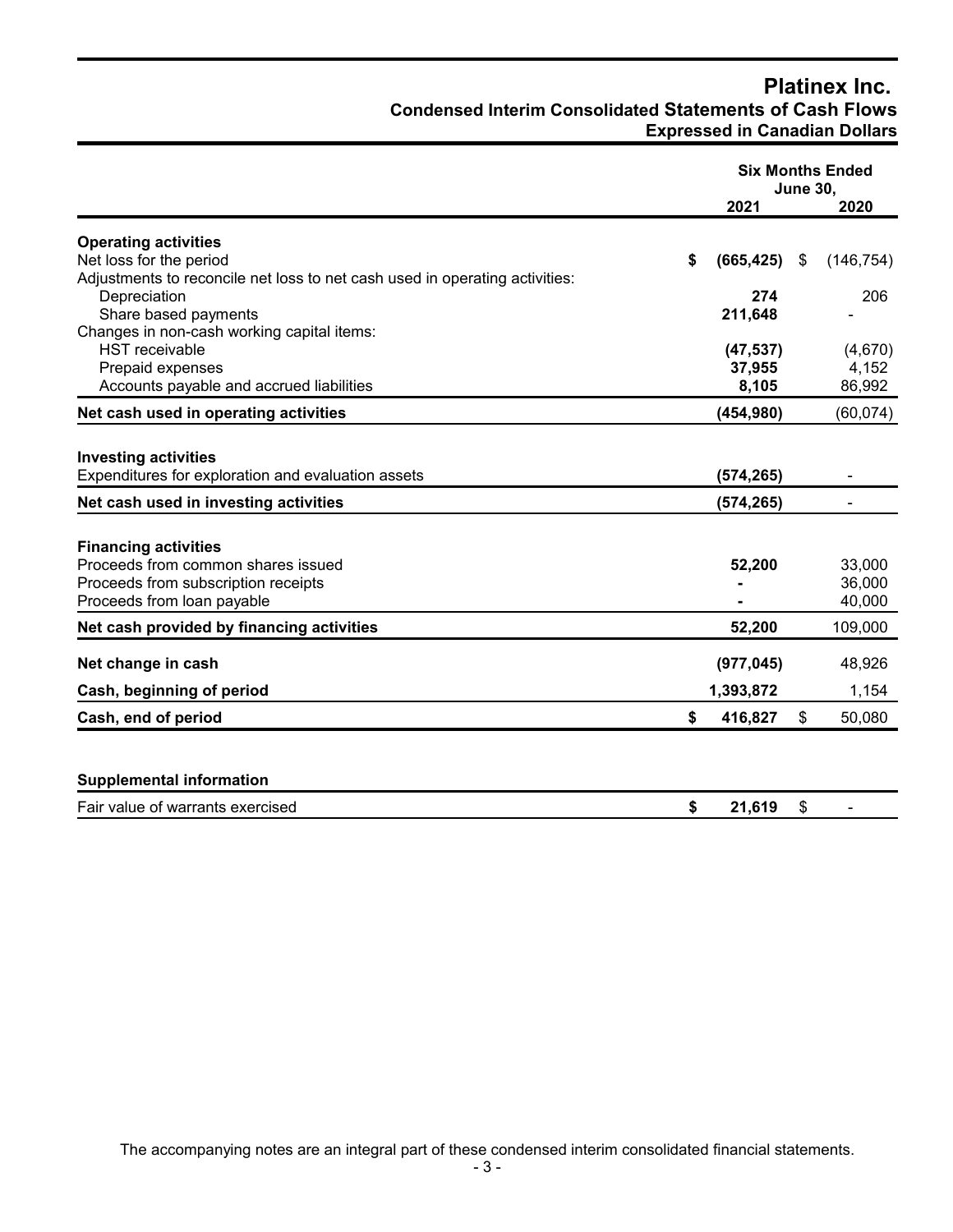# Platinex Inc.

## Condensed Interim Consolidated Statements of Cash Flows

### Expressed in Canadian Dollars

| | Six Months Ended June 30, 2021 | 2020 |
|---|---|---|
| **Operating activities** | | |
| Net loss for the period | **$ (665,425)** | $ (146,754) |
| Adjustments to reconcile net loss to net cash used in operating activities: | | |
| Depreciation | **274** | 206 |
| Share based payments | **211,648** | - |
| Changes in non-cash working capital items: | | |
| HST receivable | **(47,537)** | (4,670) |
| Prepaid expenses | **37,955** | 4,152 |
| Accounts payable and accrued liabilities | **8,105** | 86,992 |
| **Net cash used in operating activities** | **(454,980)** | (60,074) |
| **Investing activities** | | |
| Expenditures for exploration and evaluation assets | **(574,265)** | - |
| **Net cash used in investing activities** | **(574,265)** | - |
| **Financing activities** | | |
| Proceeds from common shares issued | **52,200** | 33,000 |
| Proceeds from subscription receipts | **-** | 36,000 |
| Proceeds from loan payable | **-** | 40,000 |
| **Net cash provided by financing activities** | **52,200** | 109,000 |
| **Net change in cash** | **(977,045)** | 48,926 |
| **Cash, beginning of period** | **1,393,872** | 1,154 |
| **Cash, end of period** | **$ 416,827** | $ 50,080 |

| **Supplemental information** | | |
|---|---|---|
| Fair value of warrants exercised | **$ 21,619** | $ - |

The accompanying notes are an integral part of these condensed interim consolidated financial statements.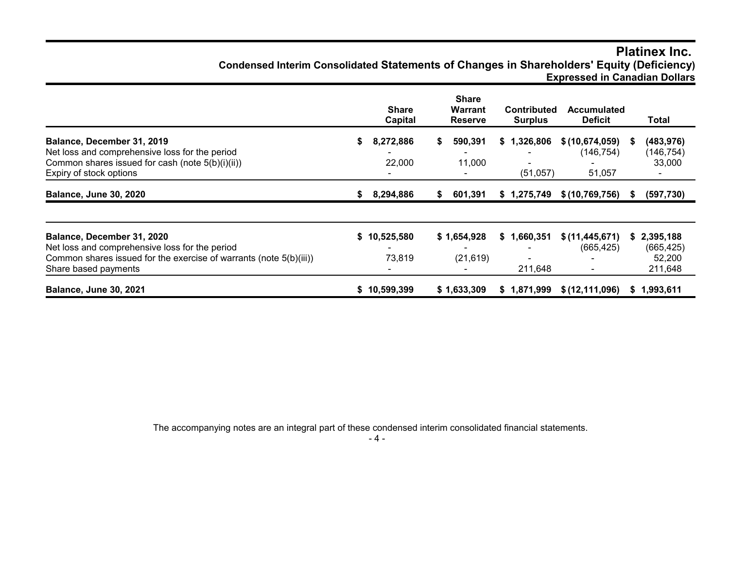# Platinex Inc.

## Condensed Interim Consolidated Statements of Changes in Shareholders' Equity (Deficiency)

**Expressed in Canadian Dollars**

| | Share Capital | Share Warrant Reserve | Contributed Surplus | Accumulated Deficit | Total |
|---|---|---|---|---|---|
| **Balance, December 31, 2019** | **$ 8,272,886** | **$ 590,391** | **$ 1,326,806** | **$ (10,674,059)** | **$ (483,976)** |
| Net loss and comprehensive loss for the period | - | - | - | (146,754) | (146,754) |
| Common shares issued for cash (note 5(b)(i)(ii)) | 22,000 | 11,000 | - | - | 33,000 |
| Expiry of stock options | - | - | (51,057) | 51,057 | - |
| **Balance, June 30, 2020** | **$ 8,294,886** | **$ 601,391** | **$ 1,275,749** | **$ (10,769,756)** | **$ (597,730)** |

| | Share Capital | Share Warrant Reserve | Contributed Surplus | Accumulated Deficit | Total |
|---|---|---|---|---|---|
| **Balance, December 31, 2020** | **$ 10,525,580** | **$ 1,654,928** | **$ 1,660,351** | **$ (11,445,671)** | **$ 2,395,188** |
| Net loss and comprehensive loss for the period | - | - | - | (665,425) | (665,425) |
| Common shares issued for the exercise of warrants (note 5(b)(iii)) | 73,819 | (21,619) | - | - | 52,200 |
| Share based payments | - | - | 211,648 | - | 211,648 |
| **Balance, June 30, 2021** | **$ 10,599,399** | **$ 1,633,309** | **$ 1,871,999** | **$ (12,111,096)** | **$ 1,993,611** |

The accompanying notes are an integral part of these condensed interim consolidated financial statements.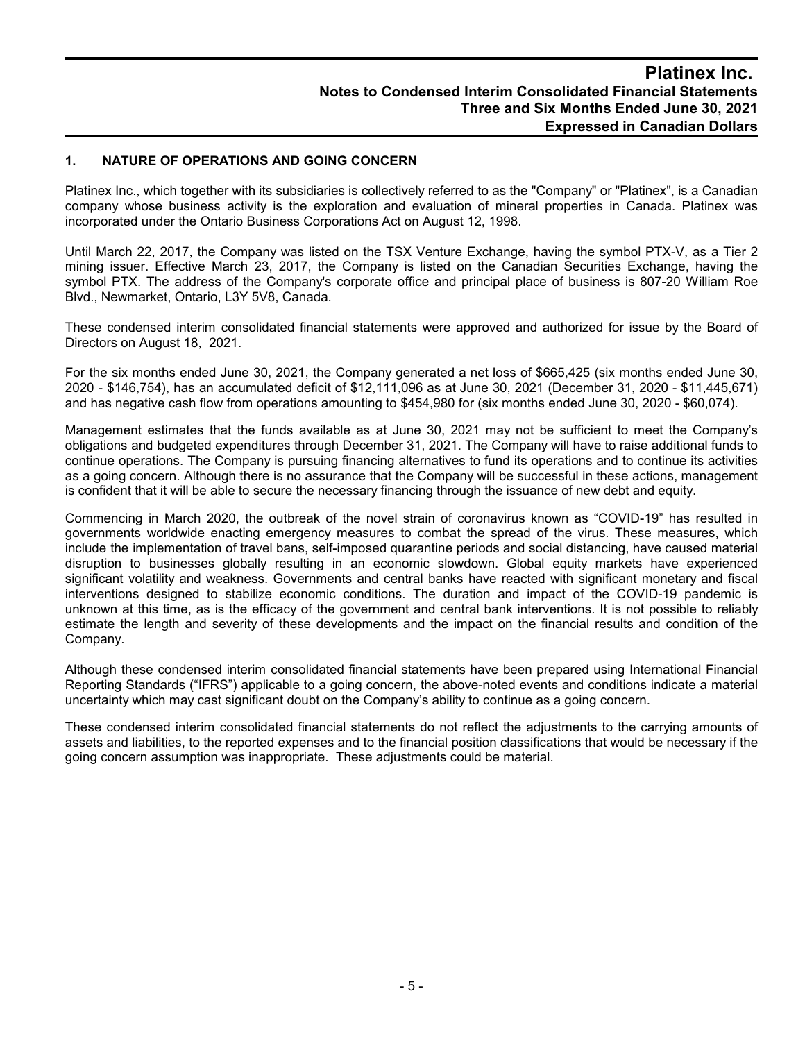## 1. NATURE OF OPERATIONS AND GOING CONCERN

Platinex Inc., which together with its subsidiaries is collectively referred to as the "Company" or "Platinex", is a Canadian company whose business activity is the exploration and evaluation of mineral properties in Canada. Platinex was incorporated under the Ontario Business Corporations Act on August 12, 1998.

Until March 22, 2017, the Company was listed on the TSX Venture Exchange, having the symbol PTX-V, as a Tier 2 mining issuer. Effective March 23, 2017, the Company is listed on the Canadian Securities Exchange, having the symbol PTX. The address of the Company's corporate office and principal place of business is 807-20 William Roe Blvd., Newmarket, Ontario, L3Y 5V8, Canada.

These condensed interim consolidated financial statements were approved and authorized for issue by the Board of Directors on August 18, 2021.

For the six months ended June 30, 2021, the Company generated a net loss of $665,425 (six months ended June 30, 2020 - $146,754), has an accumulated deficit of $12,111,096 as at June 30, 2021 (December 31, 2020 - $11,445,671) and has negative cash flow from operations amounting to $454,980 for (six months ended June 30, 2020 - $60,074).

Management estimates that the funds available as at June 30, 2021 may not be sufficient to meet the Company's obligations and budgeted expenditures through December 31, 2021. The Company will have to raise additional funds to continue operations. The Company is pursuing financing alternatives to fund its operations and to continue its activities as a going concern. Although there is no assurance that the Company will be successful in these actions, management is confident that it will be able to secure the necessary financing through the issuance of new debt and equity.

Commencing in March 2020, the outbreak of the novel strain of coronavirus known as "COVID-19" has resulted in governments worldwide enacting emergency measures to combat the spread of the virus. These measures, which include the implementation of travel bans, self-imposed quarantine periods and social distancing, have caused material disruption to businesses globally resulting in an economic slowdown. Global equity markets have experienced significant volatility and weakness. Governments and central banks have reacted with significant monetary and fiscal interventions designed to stabilize economic conditions. The duration and impact of the COVID-19 pandemic is unknown at this time, as is the efficacy of the government and central bank interventions. It is not possible to reliably estimate the length and severity of these developments and the impact on the financial results and condition of the Company.

Although these condensed interim consolidated financial statements have been prepared using International Financial Reporting Standards ("IFRS") applicable to a going concern, the above-noted events and conditions indicate a material uncertainty which may cast significant doubt on the Company's ability to continue as a going concern.

These condensed interim consolidated financial statements do not reflect the adjustments to the carrying amounts of assets and liabilities, to the reported expenses and to the financial position classifications that would be necessary if the going concern assumption was inappropriate. These adjustments could be material.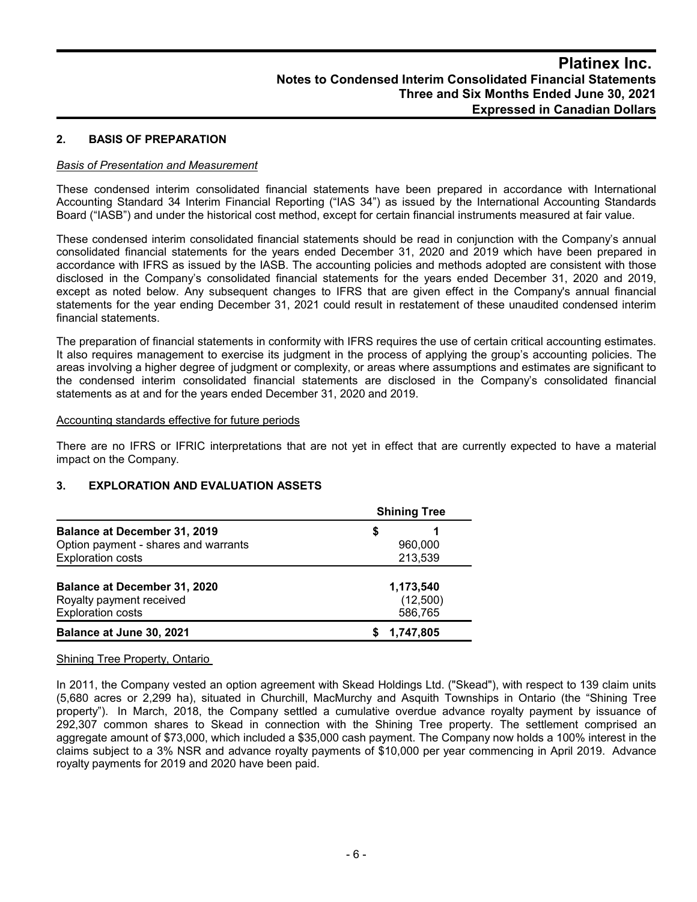## 2. BASIS OF PREPARATION

*Basis of Presentation and Measurement*

These condensed interim consolidated financial statements have been prepared in accordance with International Accounting Standard 34 Interim Financial Reporting ("IAS 34") as issued by the International Accounting Standards Board ("IASB") and under the historical cost method, except for certain financial instruments measured at fair value.

These condensed interim consolidated financial statements should be read in conjunction with the Company's annual consolidated financial statements for the years ended December 31, 2020 and 2019 which have been prepared in accordance with IFRS as issued by the IASB. The accounting policies and methods adopted are consistent with those disclosed in the Company's consolidated financial statements for the years ended December 31, 2020 and 2019, except as noted below. Any subsequent changes to IFRS that are given effect in the Company's annual financial statements for the year ending December 31, 2021 could result in restatement of these unaudited condensed interim financial statements.

The preparation of financial statements in conformity with IFRS requires the use of certain critical accounting estimates. It also requires management to exercise its judgment in the process of applying the group's accounting policies. The areas involving a higher degree of judgment or complexity, or areas where assumptions and estimates are significant to the condensed interim consolidated financial statements are disclosed in the Company's consolidated financial statements as at and for the years ended December 31, 2020 and 2019.

Accounting standards effective for future periods

There are no IFRS or IFRIC interpretations that are not yet in effect that are currently expected to have a material impact on the Company.

## 3. EXPLORATION AND EVALUATION ASSETS

| | Shining Tree |
|---|---|
| **Balance at December 31, 2019** | $ 1 |
| Option payment - shares and warrants | 960,000 |
| Exploration costs | 213,539 |
| **Balance at December 31, 2020** | **1,173,540** |
| Royalty payment received | (12,500) |
| Exploration costs | 586,765 |
| **Balance at June 30, 2021** | **$ 1,747,805** |

Shining Tree Property, Ontario

In 2011, the Company vested an option agreement with Skead Holdings Ltd. ("Skead"), with respect to 139 claim units (5,680 acres or 2,299 ha), situated in Churchill, MacMurchy and Asquith Townships in Ontario (the "Shining Tree property"). In March, 2018, the Company settled a cumulative overdue advance royalty payment by issuance of 292,307 common shares to Skead in connection with the Shining Tree property. The settlement comprised an aggregate amount of $73,000, which included a $35,000 cash payment. The Company now holds a 100% interest in the claims subject to a 3% NSR and advance royalty payments of $10,000 per year commencing in April 2019. Advance royalty payments for 2019 and 2020 have been paid.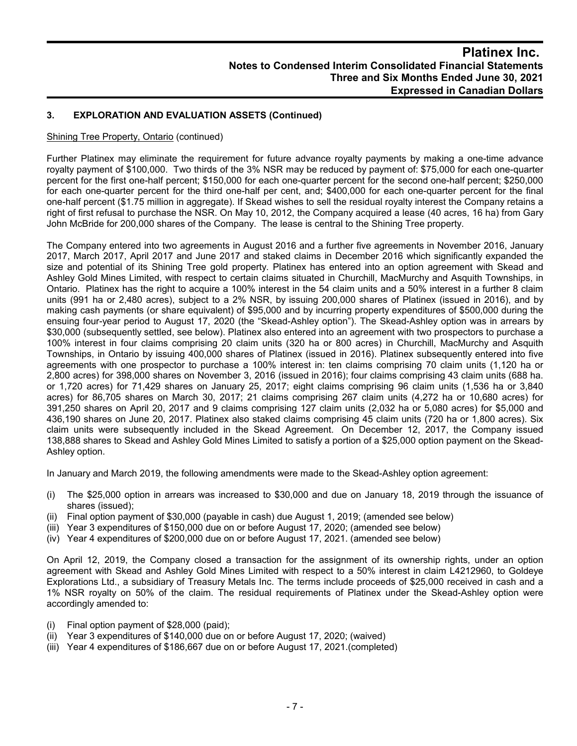## 3. EXPLORATION AND EVALUATION ASSETS (Continued)

Shining Tree Property, Ontario (continued)

Further Platinex may eliminate the requirement for future advance royalty payments by making a one-time advance royalty payment of $100,000. Two thirds of the 3% NSR may be reduced by payment of: $75,000 for each one-quarter percent for the first one-half percent; $150,000 for each one-quarter percent for the second one-half percent; $250,000 for each one-quarter percent for the third one-half per cent, and; $400,000 for each one-quarter percent for the final one-half percent ($1.75 million in aggregate). If Skead wishes to sell the residual royalty interest the Company retains a right of first refusal to purchase the NSR. On May 10, 2012, the Company acquired a lease (40 acres, 16 ha) from Gary John McBride for 200,000 shares of the Company. The lease is central to the Shining Tree property.

The Company entered into two agreements in August 2016 and a further five agreements in November 2016, January 2017, March 2017, April 2017 and June 2017 and staked claims in December 2016 which significantly expanded the size and potential of its Shining Tree gold property. Platinex has entered into an option agreement with Skead and Ashley Gold Mines Limited, with respect to certain claims situated in Churchill, MacMurchy and Asquith Townships, in Ontario. Platinex has the right to acquire a 100% interest in the 54 claim units and a 50% interest in a further 8 claim units (991 ha or 2,480 acres), subject to a 2% NSR, by issuing 200,000 shares of Platinex (issued in 2016), and by making cash payments (or share equivalent) of $95,000 and by incurring property expenditures of $500,000 during the ensuing four-year period to August 17, 2020 (the "Skead-Ashley option"). The Skead-Ashley option was in arrears by $30,000 (subsequently settled, see below). Platinex also entered into an agreement with two prospectors to purchase a 100% interest in four claims comprising 20 claim units (320 ha or 800 acres) in Churchill, MacMurchy and Asquith Townships, in Ontario by issuing 400,000 shares of Platinex (issued in 2016). Platinex subsequently entered into five agreements with one prospector to purchase a 100% interest in: ten claims comprising 70 claim units (1,120 ha or 2,800 acres) for 398,000 shares on November 3, 2016 (issued in 2016); four claims comprising 43 claim units (688 ha. or 1,720 acres) for 71,429 shares on January 25, 2017; eight claims comprising 96 claim units (1,536 ha or 3,840 acres) for 86,705 shares on March 30, 2017; 21 claims comprising 267 claim units (4,272 ha or 10,680 acres) for 391,250 shares on April 20, 2017 and 9 claims comprising 127 claim units (2,032 ha or 5,080 acres) for $5,000 and 436,190 shares on June 20, 2017. Platinex also staked claims comprising 45 claim units (720 ha or 1,800 acres). Six claim units were subsequently included in the Skead Agreement. On December 12, 2017, the Company issued 138,888 shares to Skead and Ashley Gold Mines Limited to satisfy a portion of a $25,000 option payment on the Skead-Ashley option.

In January and March 2019, the following amendments were made to the Skead-Ashley option agreement:

(i) The $25,000 option in arrears was increased to $30,000 and due on January 18, 2019 through the issuance of shares (issued);
(ii) Final option payment of $30,000 (payable in cash) due August 1, 2019; (amended see below)
(iii) Year 3 expenditures of $150,000 due on or before August 17, 2020; (amended see below)
(iv) Year 4 expenditures of $200,000 due on or before August 17, 2021. (amended see below)

On April 12, 2019, the Company closed a transaction for the assignment of its ownership rights, under an option agreement with Skead and Ashley Gold Mines Limited with respect to a 50% interest in claim L4212960, to Goldeye Explorations Ltd., a subsidiary of Treasury Metals Inc. The terms include proceeds of $25,000 received in cash and a 1% NSR royalty on 50% of the claim. The residual requirements of Platinex under the Skead-Ashley option were accordingly amended to:

(i) Final option payment of $28,000 (paid);
(ii) Year 3 expenditures of $140,000 due on or before August 17, 2020; (waived)
(iii) Year 4 expenditures of $186,667 due on or before August 17, 2021.(completed)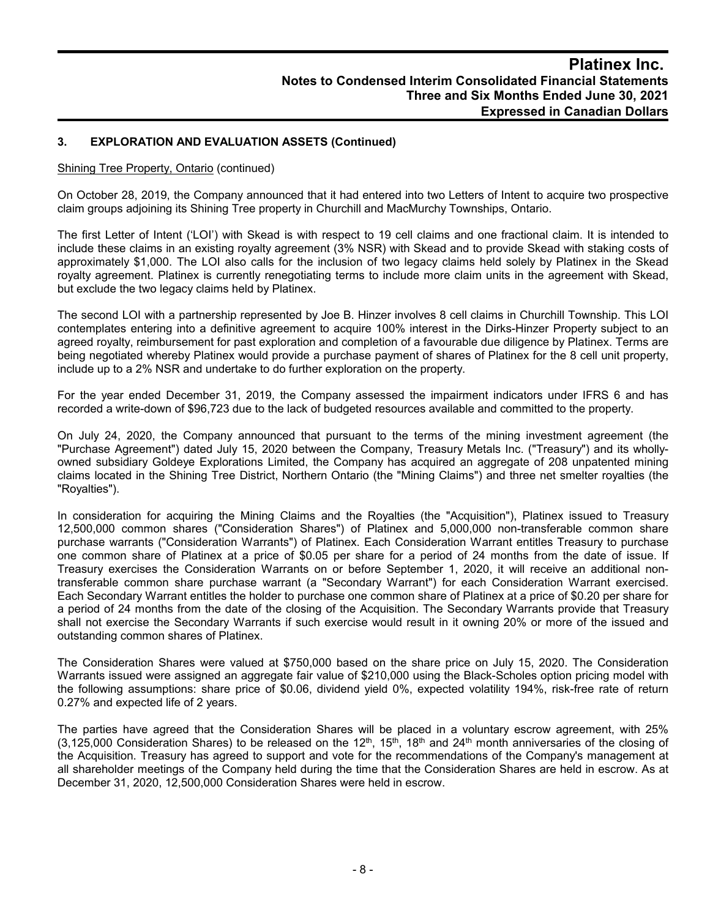## 3. EXPLORATION AND EVALUATION ASSETS (Continued)

Shining Tree Property, Ontario (continued)

On October 28, 2019, the Company announced that it had entered into two Letters of Intent to acquire two prospective claim groups adjoining its Shining Tree property in Churchill and MacMurchy Townships, Ontario.

The first Letter of Intent ('LOI') with Skead is with respect to 19 cell claims and one fractional claim. It is intended to include these claims in an existing royalty agreement (3% NSR) with Skead and to provide Skead with staking costs of approximately $1,000. The LOI also calls for the inclusion of two legacy claims held solely by Platinex in the Skead royalty agreement. Platinex is currently renegotiating terms to include more claim units in the agreement with Skead, but exclude the two legacy claims held by Platinex.

The second LOI with a partnership represented by Joe B. Hinzer involves 8 cell claims in Churchill Township. This LOI contemplates entering into a definitive agreement to acquire 100% interest in the Dirks-Hinzer Property subject to an agreed royalty, reimbursement for past exploration and completion of a favourable due diligence by Platinex. Terms are being negotiated whereby Platinex would provide a purchase payment of shares of Platinex for the 8 cell unit property, include up to a 2% NSR and undertake to do further exploration on the property.

For the year ended December 31, 2019, the Company assessed the impairment indicators under IFRS 6 and has recorded a write-down of $96,723 due to the lack of budgeted resources available and committed to the property.

On July 24, 2020, the Company announced that pursuant to the terms of the mining investment agreement (the "Purchase Agreement") dated July 15, 2020 between the Company, Treasury Metals Inc. ("Treasury") and its wholly-owned subsidiary Goldeye Explorations Limited, the Company has acquired an aggregate of 208 unpatented mining claims located in the Shining Tree District, Northern Ontario (the "Mining Claims") and three net smelter royalties (the "Royalties").

In consideration for acquiring the Mining Claims and the Royalties (the "Acquisition"), Platinex issued to Treasury 12,500,000 common shares ("Consideration Shares") of Platinex and 5,000,000 non-transferable common share purchase warrants ("Consideration Warrants") of Platinex. Each Consideration Warrant entitles Treasury to purchase one common share of Platinex at a price of $0.05 per share for a period of 24 months from the date of issue. If Treasury exercises the Consideration Warrants on or before September 1, 2020, it will receive an additional non-transferable common share purchase warrant (a "Secondary Warrant") for each Consideration Warrant exercised. Each Secondary Warrant entitles the holder to purchase one common share of Platinex at a price of $0.20 per share for a period of 24 months from the date of the closing of the Acquisition. The Secondary Warrants provide that Treasury shall not exercise the Secondary Warrants if such exercise would result in it owning 20% or more of the issued and outstanding common shares of Platinex.

The Consideration Shares were valued at $750,000 based on the share price on July 15, 2020. The Consideration Warrants issued were assigned an aggregate fair value of $210,000 using the Black-Scholes option pricing model with the following assumptions: share price of $0.06, dividend yield 0%, expected volatility 194%, risk-free rate of return 0.27% and expected life of 2 years.

The parties have agreed that the Consideration Shares will be placed in a voluntary escrow agreement, with 25% (3,125,000 Consideration Shares) to be released on the 12th, 15th, 18th and 24th month anniversaries of the closing of the Acquisition. Treasury has agreed to support and vote for the recommendations of the Company's management at all shareholder meetings of the Company held during the time that the Consideration Shares are held in escrow. As at December 31, 2020, 12,500,000 Consideration Shares were held in escrow.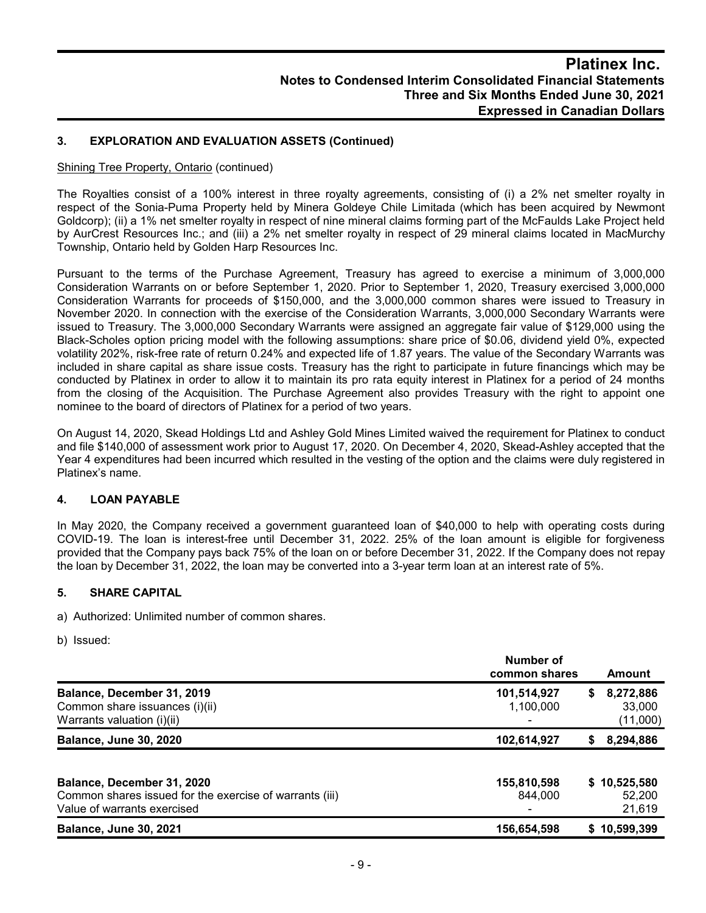## 3. EXPLORATION AND EVALUATION ASSETS (Continued)

Shining Tree Property, Ontario (continued)

The Royalties consist of a 100% interest in three royalty agreements, consisting of (i) a 2% net smelter royalty in respect of the Sonia-Puma Property held by Minera Goldeye Chile Limitada (which has been acquired by Newmont Goldcorp); (ii) a 1% net smelter royalty in respect of nine mineral claims forming part of the McFaulds Lake Project held by AurCrest Resources Inc.; and (iii) a 2% net smelter royalty in respect of 29 mineral claims located in MacMurchy Township, Ontario held by Golden Harp Resources Inc.

Pursuant to the terms of the Purchase Agreement, Treasury has agreed to exercise a minimum of 3,000,000 Consideration Warrants on or before September 1, 2020. Prior to September 1, 2020, Treasury exercised 3,000,000 Consideration Warrants for proceeds of $150,000, and the 3,000,000 common shares were issued to Treasury in November 2020. In connection with the exercise of the Consideration Warrants, 3,000,000 Secondary Warrants were issued to Treasury. The 3,000,000 Secondary Warrants were assigned an aggregate fair value of $129,000 using the Black-Scholes option pricing model with the following assumptions: share price of $0.06, dividend yield 0%, expected volatility 202%, risk-free rate of return 0.24% and expected life of 1.87 years. The value of the Secondary Warrants was included in share capital as share issue costs. Treasury has the right to participate in future financings which may be conducted by Platinex in order to allow it to maintain its pro rata equity interest in Platinex for a period of 24 months from the closing of the Acquisition. The Purchase Agreement also provides Treasury with the right to appoint one nominee to the board of directors of Platinex for a period of two years.

On August 14, 2020, Skead Holdings Ltd and Ashley Gold Mines Limited waived the requirement for Platinex to conduct and file $140,000 of assessment work prior to August 17, 2020. On December 4, 2020, Skead-Ashley accepted that the Year 4 expenditures had been incurred which resulted in the vesting of the option and the claims were duly registered in Platinex's name.

## 4. LOAN PAYABLE

In May 2020, the Company received a government guaranteed loan of $40,000 to help with operating costs during COVID-19. The loan is interest-free until December 31, 2022. 25% of the loan amount is eligible for forgiveness provided that the Company pays back 75% of the loan on or before December 31, 2022. If the Company does not repay the loan by December 31, 2022, the loan may be converted into a 3-year term loan at an interest rate of 5%.

## 5. SHARE CAPITAL

a) Authorized: Unlimited number of common shares.

b) Issued:

| | Number of common shares | Amount |
|---|---|---|
| **Balance, December 31, 2019** | **101,514,927** | **$ 8,272,886** |
| Common share issuances (i)(ii) | 1,100,000 | 33,000 |
| Warrants valuation (i)(ii) | - | (11,000) |
| **Balance, June 30, 2020** | **102,614,927** | **$ 8,294,886** |
| | | |
| **Balance, December 31, 2020** | **155,810,598** | **$ 10,525,580** |
| Common shares issued for the exercise of warrants (iii) | 844,000 | 52,200 |
| Value of warrants exercised | - | 21,619 |
| **Balance, June 30, 2021** | **156,654,598** | **$ 10,599,399** |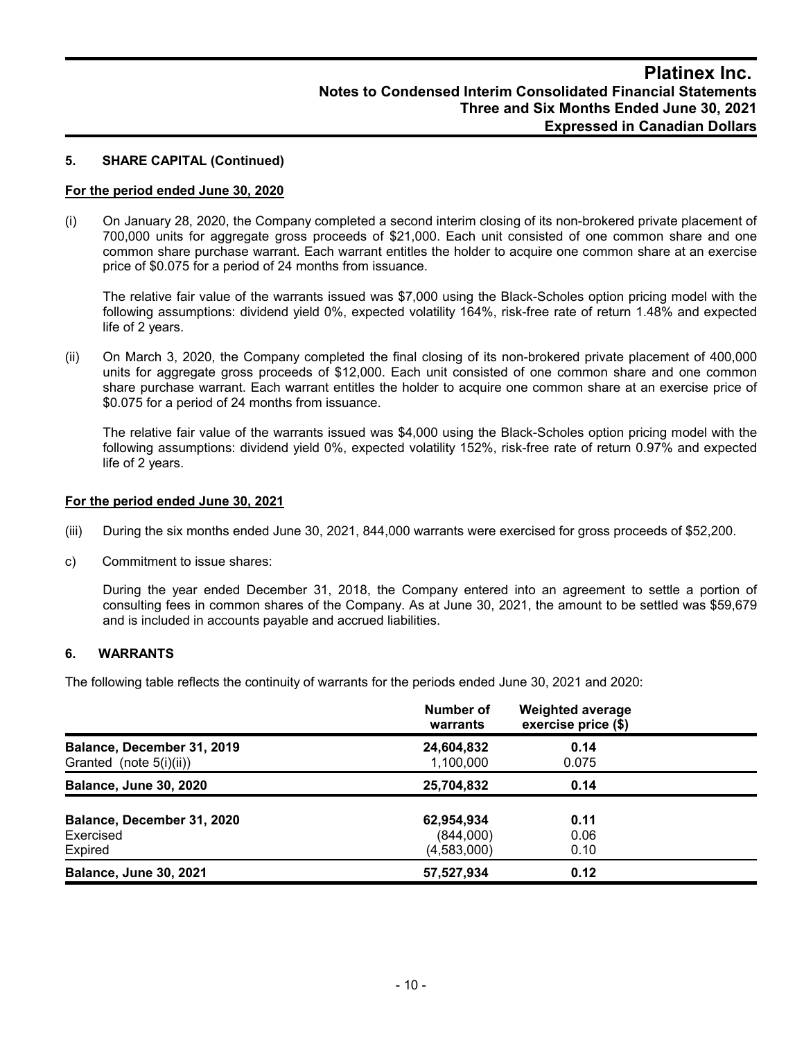### 5. SHARE CAPITAL (Continued)

**For the period ended June 30, 2020**

(i) On January 28, 2020, the Company completed a second interim closing of its non-brokered private placement of 700,000 units for aggregate gross proceeds of $21,000. Each unit consisted of one common share and one common share purchase warrant. Each warrant entitles the holder to acquire one common share at an exercise price of $0.075 for a period of 24 months from issuance.

The relative fair value of the warrants issued was $7,000 using the Black-Scholes option pricing model with the following assumptions: dividend yield 0%, expected volatility 164%, risk-free rate of return 1.48% and expected life of 2 years.

(ii) On March 3, 2020, the Company completed the final closing of its non-brokered private placement of 400,000 units for aggregate gross proceeds of $12,000. Each unit consisted of one common share and one common share purchase warrant. Each warrant entitles the holder to acquire one common share at an exercise price of $0.075 for a period of 24 months from issuance.

The relative fair value of the warrants issued was $4,000 using the Black-Scholes option pricing model with the following assumptions: dividend yield 0%, expected volatility 152%, risk-free rate of return 0.97% and expected life of 2 years.

**For the period ended June 30, 2021**

(iii) During the six months ended June 30, 2021, 844,000 warrants were exercised for gross proceeds of $52,200.

c) Commitment to issue shares:

During the year ended December 31, 2018, the Company entered into an agreement to settle a portion of consulting fees in common shares of the Company. As at June 30, 2021, the amount to be settled was $59,679 and is included in accounts payable and accrued liabilities.

### 6. WARRANTS

The following table reflects the continuity of warrants for the periods ended June 30, 2021 and 2020:

| | Number of warrants | Weighted average exercise price ($) |
|---|---|---|
| **Balance, December 31, 2019** | **24,604,832** | **0.14** |
| Granted (note 5(i)(ii)) | 1,100,000 | 0.075 |
| **Balance, June 30, 2020** | **25,704,832** | **0.14** |
| **Balance, December 31, 2020** | **62,954,934** | **0.11** |
| Exercised | (844,000) | 0.06 |
| Expired | (4,583,000) | 0.10 |
| **Balance, June 30, 2021** | **57,527,934** | **0.12** |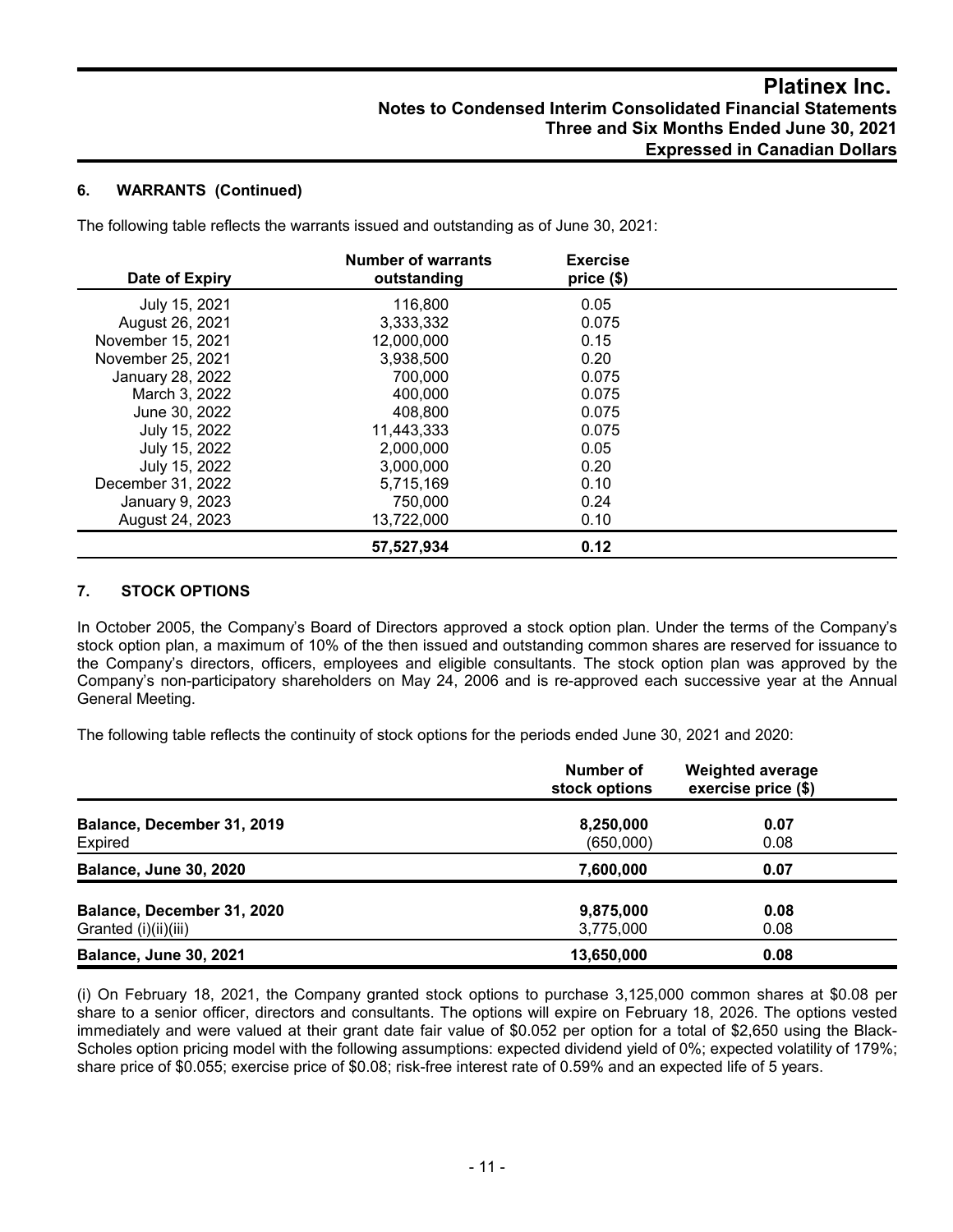### 6. WARRANTS (Continued)

The following table reflects the warrants issued and outstanding as of June 30, 2021:

| Date of Expiry | Number of warrants outstanding | Exercise price ($) |
|---|---|---|
| July 15, 2021 | 116,800 | 0.05 |
| August 26, 2021 | 3,333,332 | 0.075 |
| November 15, 2021 | 12,000,000 | 0.15 |
| November 25, 2021 | 3,938,500 | 0.20 |
| January 28, 2022 | 700,000 | 0.075 |
| March 3, 2022 | 400,000 | 0.075 |
| June 30, 2022 | 408,800 | 0.075 |
| July 15, 2022 | 11,443,333 | 0.075 |
| July 15, 2022 | 2,000,000 | 0.05 |
| July 15, 2022 | 3,000,000 | 0.20 |
| December 31, 2022 | 5,715,169 | 0.10 |
| January 9, 2023 | 750,000 | 0.24 |
| August 24, 2023 | 13,722,000 | 0.10 |
| | **57,527,934** | **0.12** |

### 7. STOCK OPTIONS

In October 2005, the Company's Board of Directors approved a stock option plan. Under the terms of the Company's stock option plan, a maximum of 10% of the then issued and outstanding common shares are reserved for issuance to the Company's directors, officers, employees and eligible consultants. The stock option plan was approved by the Company's non-participatory shareholders on May 24, 2006 and is re-approved each successive year at the Annual General Meeting.

The following table reflects the continuity of stock options for the periods ended June 30, 2021 and 2020:

| | Number of stock options | Weighted average exercise price ($) |
|---|---|---|
| **Balance, December 31, 2019** | **8,250,000** | **0.07** |
| Expired | (650,000) | 0.08 |
| **Balance, June 30, 2020** | **7,600,000** | **0.07** |
| **Balance, December 31, 2020** | **9,875,000** | **0.08** |
| Granted (i)(ii)(iii) | 3,775,000 | 0.08 |
| **Balance, June 30, 2021** | **13,650,000** | **0.08** |

(i) On February 18, 2021, the Company granted stock options to purchase 3,125,000 common shares at $0.08 per share to a senior officer, directors and consultants. The options will expire on February 18, 2026. The options vested immediately and were valued at their grant date fair value of $0.052 per option for a total of $2,650 using the Black-Scholes option pricing model with the following assumptions: expected dividend yield of 0%; expected volatility of 179%; share price of $0.055; exercise price of $0.08; risk-free interest rate of 0.59% and an expected life of 5 years.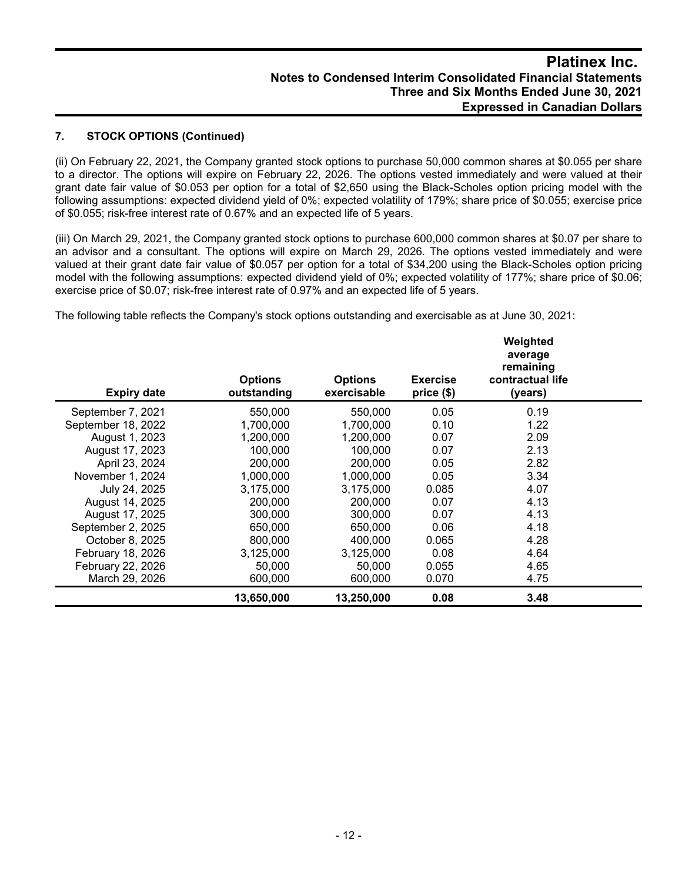### 7. STOCK OPTIONS (Continued)

(ii) On February 22, 2021, the Company granted stock options to purchase 50,000 common shares at $0.055 per share to a director. The options will expire on February 22, 2026. The options vested immediately and were valued at their grant date fair value of $0.053 per option for a total of $2,650 using the Black-Scholes option pricing model with the following assumptions: expected dividend yield of 0%; expected volatility of 179%; share price of $0.055; exercise price of $0.055; risk-free interest rate of 0.67% and an expected life of 5 years.

(iii) On March 29, 2021, the Company granted stock options to purchase 600,000 common shares at $0.07 per share to an advisor and a consultant. The options will expire on March 29, 2026. The options vested immediately and were valued at their grant date fair value of $0.057 per option for a total of $34,200 using the Black-Scholes option pricing model with the following assumptions: expected dividend yield of 0%; expected volatility of 177%; share price of $0.06; exercise price of $0.07; risk-free interest rate of 0.97% and an expected life of 5 years.

The following table reflects the Company's stock options outstanding and exercisable as at June 30, 2021:

| Expiry date | Options outstanding | Options exercisable | Exercise price ($) | Weighted average remaining contractual life (years) |
|---|---|---|---|---|
| September 7, 2021 | 550,000 | 550,000 | 0.05 | 0.19 |
| September 18, 2022 | 1,700,000 | 1,700,000 | 0.10 | 1.22 |
| August 1, 2023 | 1,200,000 | 1,200,000 | 0.07 | 2.09 |
| August 17, 2023 | 100,000 | 100,000 | 0.07 | 2.13 |
| April 23, 2024 | 200,000 | 200,000 | 0.05 | 2.82 |
| November 1, 2024 | 1,000,000 | 1,000,000 | 0.05 | 3.34 |
| July 24, 2025 | 3,175,000 | 3,175,000 | 0.085 | 4.07 |
| August 14, 2025 | 200,000 | 200,000 | 0.07 | 4.13 |
| August 17, 2025 | 300,000 | 300,000 | 0.07 | 4.13 |
| September 2, 2025 | 650,000 | 650,000 | 0.06 | 4.18 |
| October 8, 2025 | 800,000 | 400,000 | 0.065 | 4.28 |
| February 18, 2026 | 3,125,000 | 3,125,000 | 0.08 | 4.64 |
| February 22, 2026 | 50,000 | 50,000 | 0.055 | 4.65 |
| March 29, 2026 | 600,000 | 600,000 | 0.070 | 4.75 |
| | **13,650,000** | **13,250,000** | **0.08** | **3.48** |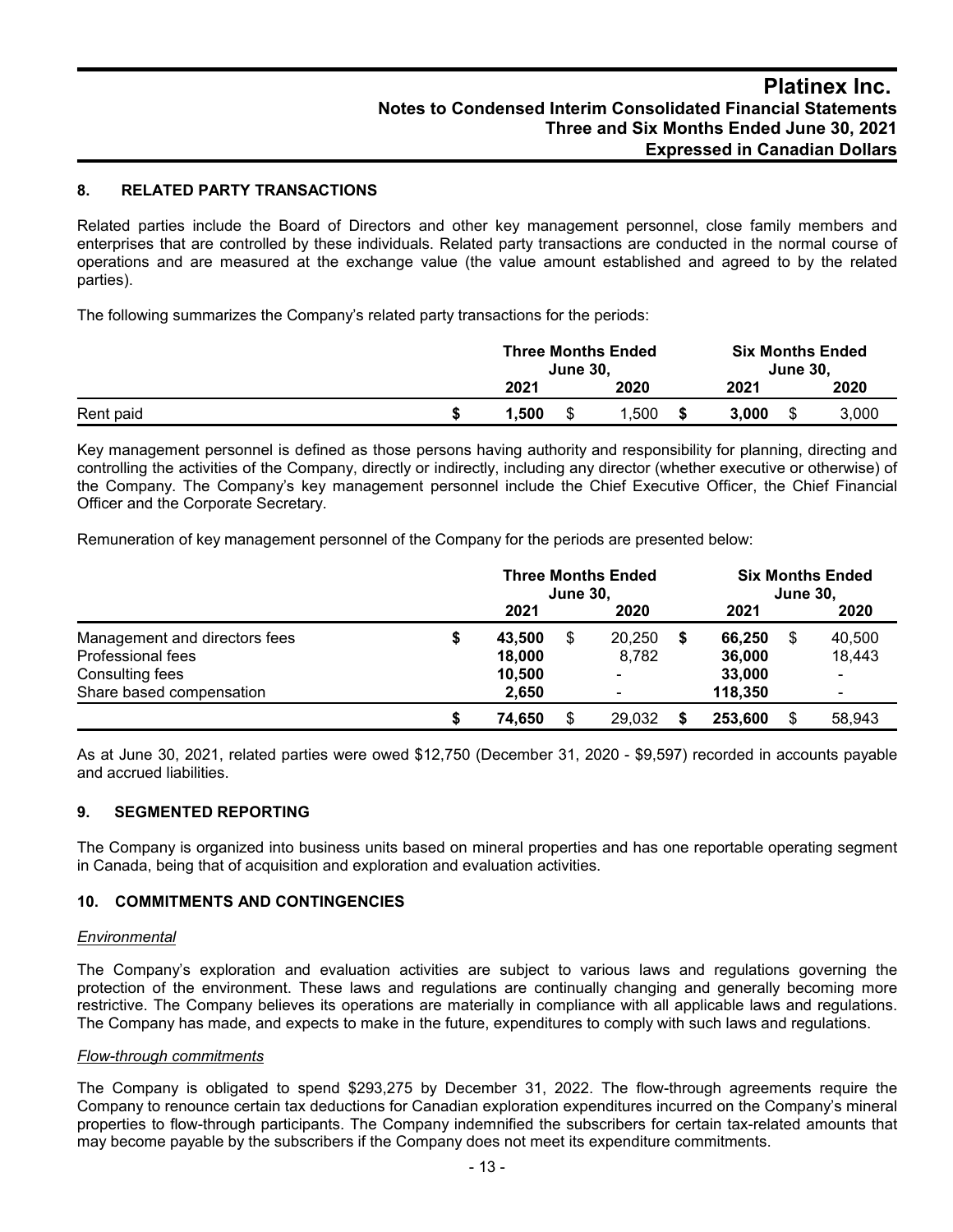## 8. RELATED PARTY TRANSACTIONS

Related parties include the Board of Directors and other key management personnel, close family members and enterprises that are controlled by these individuals. Related party transactions are conducted in the normal course of operations and are measured at the exchange value (the value amount established and agreed to by the related parties).

The following summarizes the Company's related party transactions for the periods:

| | Three Months Ended June 30, | | Six Months Ended June 30, | |
|---|---|---|---|---|
| | **2021** | 2020 | **2021** | 2020 |
| Rent paid | **$ 1,500** | $ 1,500 | **$ 3,000** | $ 3,000 |

Key management personnel is defined as those persons having authority and responsibility for planning, directing and controlling the activities of the Company, directly or indirectly, including any director (whether executive or otherwise) of the Company. The Company's key management personnel include the Chief Executive Officer, the Chief Financial Officer and the Corporate Secretary.

Remuneration of key management personnel of the Company for the periods are presented below:

| | Three Months Ended June 30, | | Six Months Ended June 30, | |
|---|---|---|---|---|
| | **2021** | 2020 | **2021** | 2020 |
| Management and directors fees | **$ 43,500** | $ 20,250 | **$ 66,250** | $ 40,500 |
| Professional fees | **18,000** | 8,782 | **36,000** | 18,443 |
| Consulting fees | **10,500** | - | **33,000** | - |
| Share based compensation | **2,650** | - | **118,350** | - |
| | **$ 74,650** | $ 29,032 | **$ 253,600** | $ 58,943 |

As at June 30, 2021, related parties were owed $12,750 (December 31, 2020 - $9,597) recorded in accounts payable and accrued liabilities.

## 9. SEGMENTED REPORTING

The Company is organized into business units based on mineral properties and has one reportable operating segment in Canada, being that of acquisition and exploration and evaluation activities.

## 10. COMMITMENTS AND CONTINGENCIES

*Environmental*

The Company's exploration and evaluation activities are subject to various laws and regulations governing the protection of the environment. These laws and regulations are continually changing and generally becoming more restrictive. The Company believes its operations are materially in compliance with all applicable laws and regulations. The Company has made, and expects to make in the future, expenditures to comply with such laws and regulations.

*Flow-through commitments*

The Company is obligated to spend $293,275 by December 31, 2022. The flow-through agreements require the Company to renounce certain tax deductions for Canadian exploration expenditures incurred on the Company's mineral properties to flow-through participants. The Company indemnified the subscribers for certain tax-related amounts that may become payable by the subscribers if the Company does not meet its expenditure commitments.